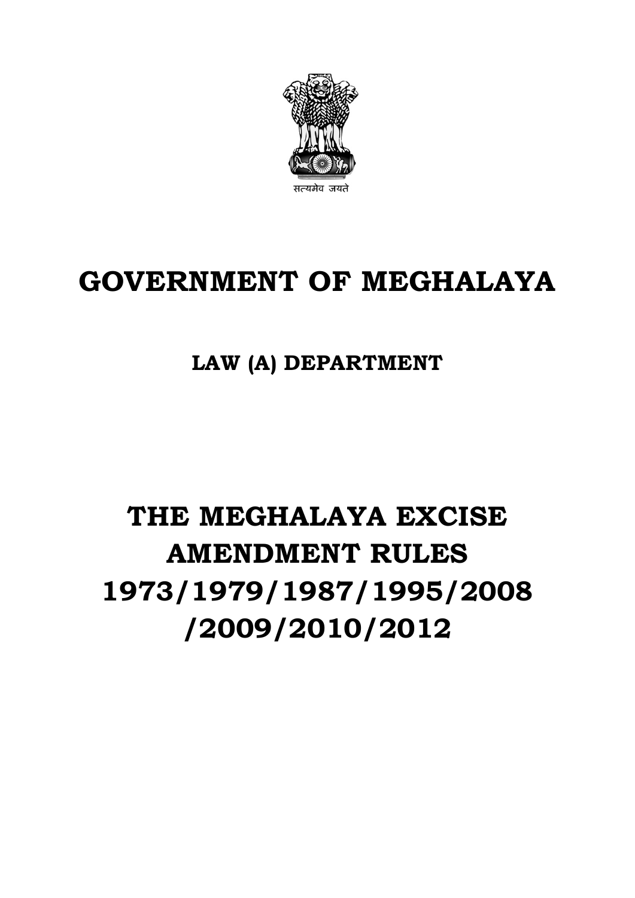सत्यमेव जयते

# GOVERNMENT OF MEGHALAYA

## LAW (A) DEPARTMENT

# THE MEGHALAYA EXCISE AMENDMENT RULES 1973/1979/1987/1995/2008 /2009/2010/2012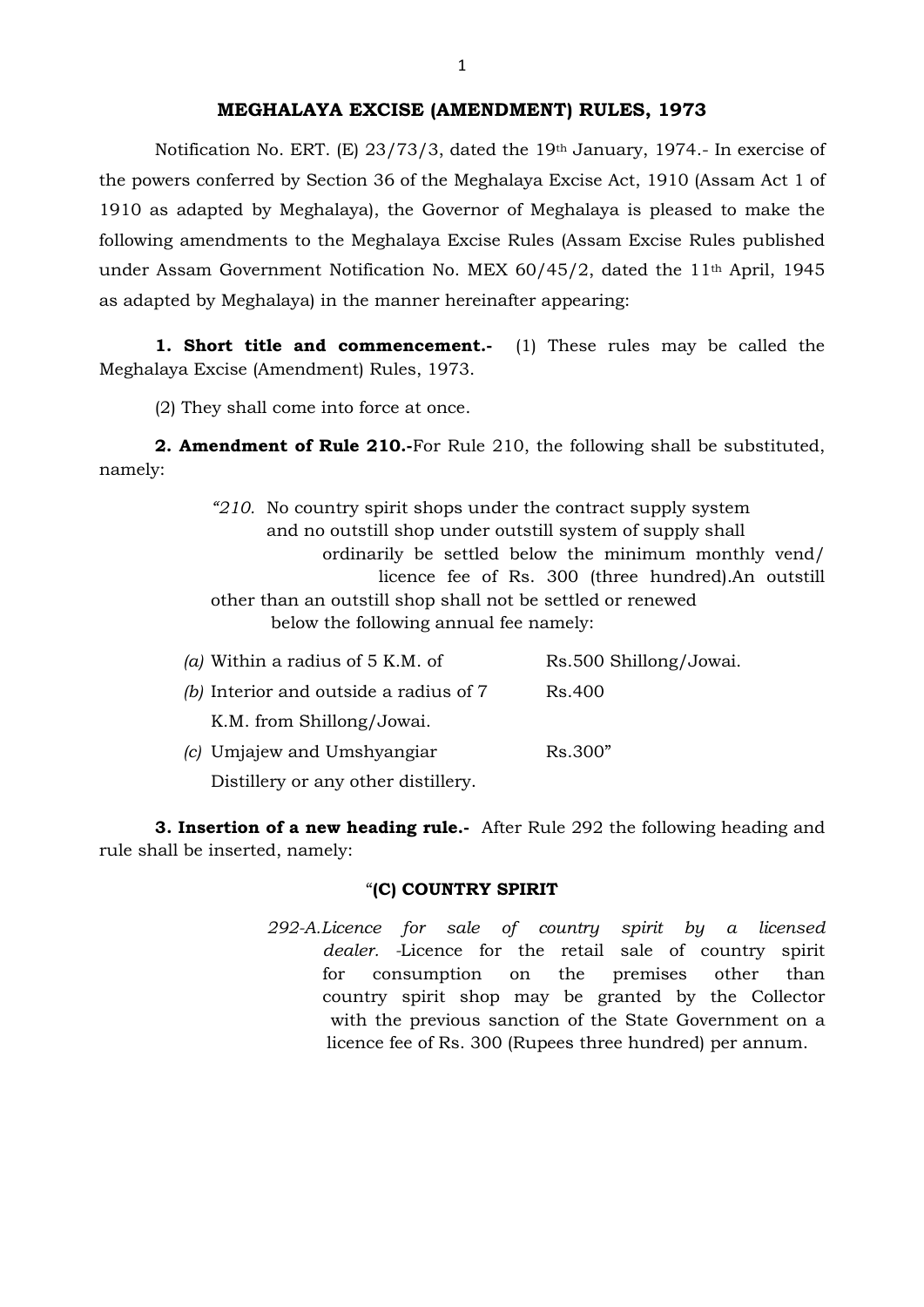# MEGHALAYA EXCISE (AMENDMENT) RULES, 1973

Notification No. ERT. (E) 23/73/3, dated the 19th January, 1974.- In exercise of the powers conferred by Section 36 of the Meghalaya Excise Act, 1910 (Assam Act 1 of 1910 as adapted by Meghalaya), the Governor of Meghalaya is pleased to make the following amendments to the Meghalaya Excise Rules (Assam Excise Rules published under Assam Government Notification No. MEX 60/45/2, dated the 11th April, 1945 as adapted by Meghalaya) in the manner hereinafter appearing:

**1. Short title and commencement.-** (1) These rules may be called the Meghalaya Excise (Amendment) Rules, 1973.

(2) They shall come into force at once.

**2. Amendment of Rule 210.-**For Rule 210, the following shall be substituted, namely:

*"210.* No country spirit shops under the contract supply system and no outstill shop under outstill system of supply shall ordinarily be settled below the minimum monthly vend/ licence fee of Rs. 300 (three hundred).An outstill other than an outstill shop shall not be settled or renewed below the following annual fee namely:

| | |
|---|---|
| *(a)* Within a radius of 5 K.M. of | Rs.500 Shillong/Jowai. |
| *(b)* Interior and outside a radius of 7 K.M. from Shillong/Jowai. | Rs.400 |
| *(c)* Umjajew and Umshyangiar Distillery or any other distillery. | Rs.300" |

**3. Insertion of a new heading rule.-** After Rule 292 the following heading and rule shall be inserted, namely:

"**(C) COUNTRY SPIRIT**

*292-A.Licence for sale of country spirit by a licensed dealer.* -Licence for the retail sale of country spirit for consumption on the premises other than country spirit shop may be granted by the Collector with the previous sanction of the State Government on a licence fee of Rs. 300 (Rupees three hundred) per annum.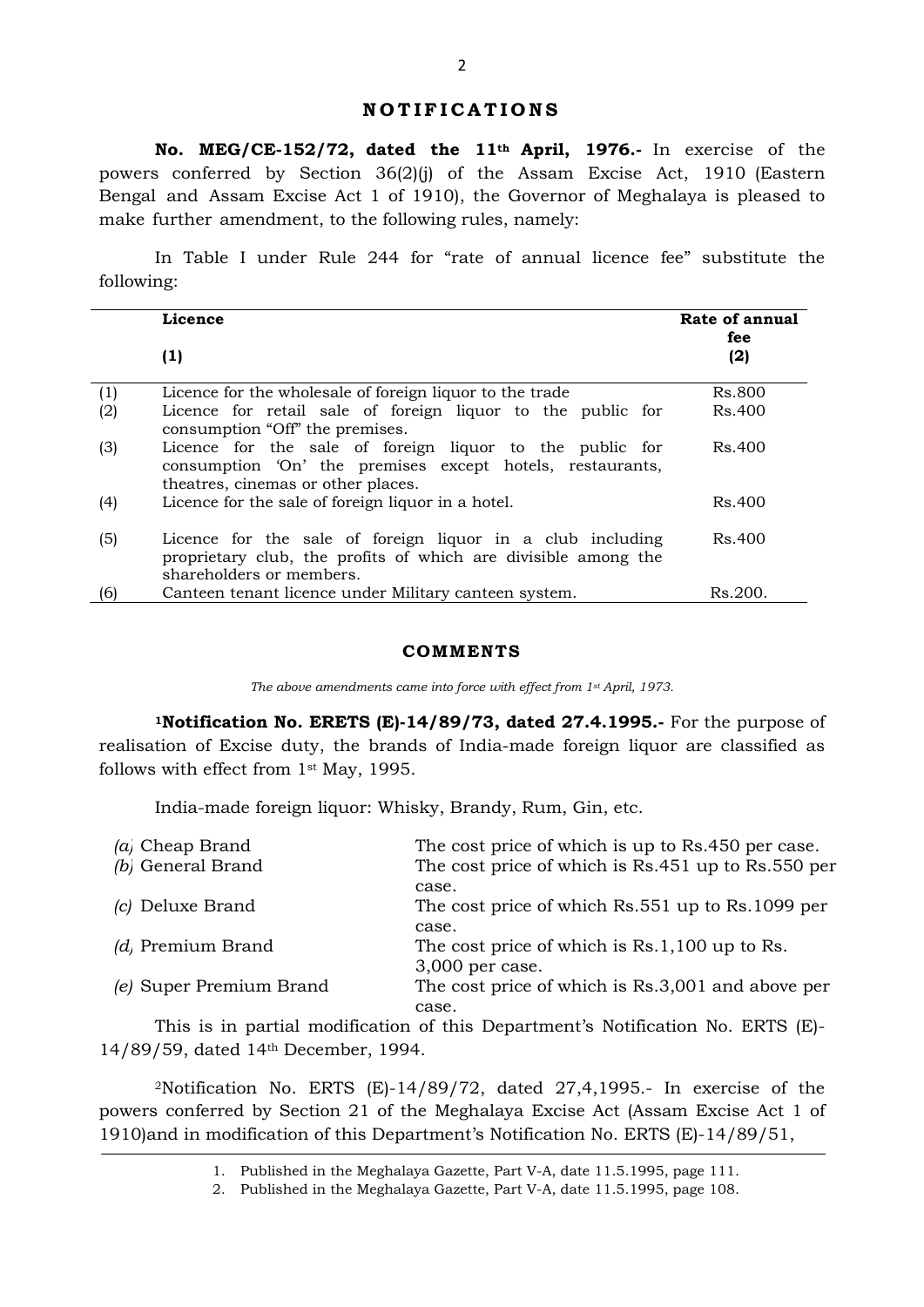## NOTIFICATIONS

**No. MEG/CE-152/72, dated the 11th April, 1976.-** In exercise of the powers conferred by Section 36(2)(j) of the Assam Excise Act, 1910 (Eastern Bengal and Assam Excise Act 1 of 1910), the Governor of Meghalaya is pleased to make further amendment, to the following rules, namely:

In Table I under Rule 244 for "rate of annual licence fee" substitute the following:

| | Licence<br>(1) | Rate of annual fee<br>(2) |
|---|---|---|
| (1) | Licence for the wholesale of foreign liquor to the trade | Rs.800 |
| (2) | Licence for retail sale of foreign liquor to the public for consumption "Off" the premises. | Rs.400 |
| (3) | Licence for the sale of foreign liquor to the public for consumption 'On' the premises except hotels, restaurants, theatres, cinemas or other places. | Rs.400 |
| (4) | Licence for the sale of foreign liquor in a hotel. | Rs.400 |
| (5) | Licence for the sale of foreign liquor in a club including proprietary club, the profits of which are divisible among the shareholders or members. | Rs.400 |
| (6) | Canteen tenant licence under Military canteen system. | Rs.200. |

### COMMENTS

*The above amendments came into force with effect from 1st April, 1973.*

[1]**Notification No. ERETS (E)-14/89/73, dated 27.4.1995.-** For the purpose of realisation of Excise duty, the brands of India-made foreign liquor are classified as follows with effect from 1st May, 1995.

India-made foreign liquor: Whisky, Brandy, Rum, Gin, etc.

| | |
|---|---|
| *(a)* Cheap Brand | The cost price of which is up to Rs.450 per case. |
| *(b)* General Brand | The cost price of which is Rs.451 up to Rs.550 per case. |
| *(c)* Deluxe Brand | The cost price of which Rs.551 up to Rs.1099 per case. |
| *(d)* Premium Brand | The cost price of which is Rs.1,100 up to Rs. 3,000 per case. |
| *(e)* Super Premium Brand | The cost price of which is Rs.3,001 and above per case. |

This is in partial modification of this Department's Notification No. ERTS (E)-14/89/59, dated 14th December, 1994.

[2]Notification No. ERTS (E)-14/89/72, dated 27,4,1995.- In exercise of the powers conferred by Section 21 of the Meghalaya Excise Act (Assam Excise Act 1 of 1910)and in modification of this Department's Notification No. ERTS (E)-14/89/51,

---

1. Published in the Meghalaya Gazette, Part V-A, date 11.5.1995, page 111.
2. Published in the Meghalaya Gazette, Part V-A, date 11.5.1995, page 108.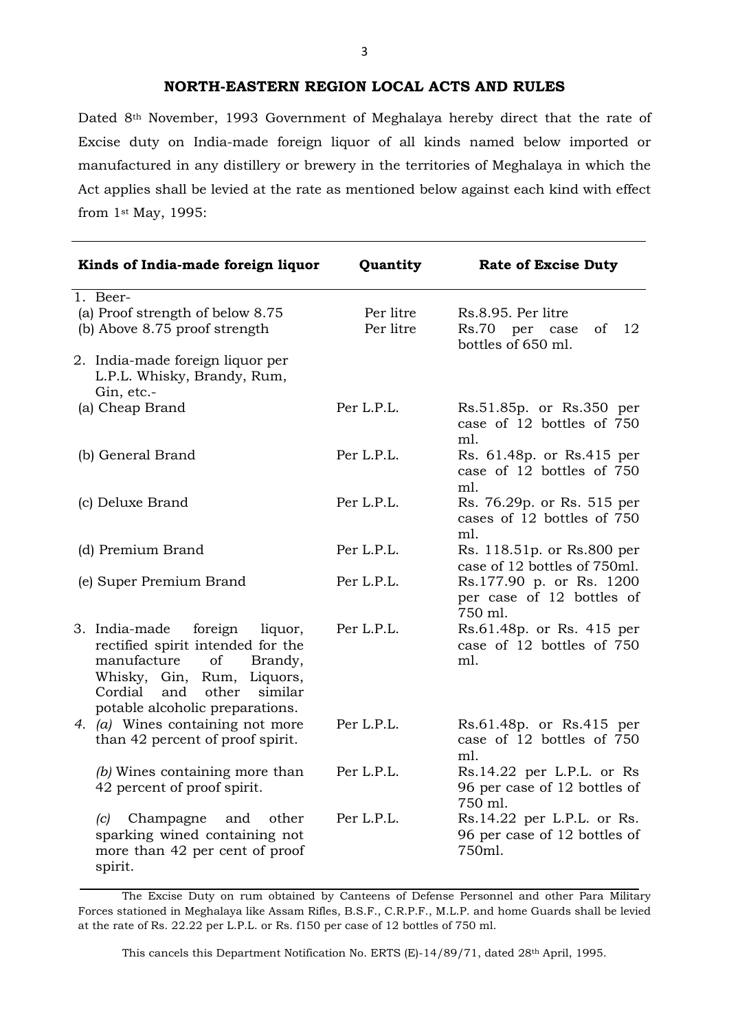**NORTH-EASTERN REGION LOCAL ACTS AND RULES**

Dated 8th November, 1993 Government of Meghalaya hereby direct that the rate of Excise duty on India-made foreign liquor of all kinds named below imported or manufactured in any distillery or brewery in the territories of Meghalaya in which the Act applies shall be levied at the rate as mentioned below against each kind with effect from 1st May, 1995:

| Kinds of India-made foreign liquor | Quantity | Rate of Excise Duty |
|---|---|---|
| 1. Beer- | | |
| (a) Proof strength of below 8.75 | Per litre | Rs.8.95. Per litre |
| (b) Above 8.75 proof strength | Per litre | Rs.70 per case of 12 bottles of 650 ml. |
| 2. India-made foreign liquor per L.P.L. Whisky, Brandy, Rum, Gin, etc.- | | |
| (a) Cheap Brand | Per L.P.L. | Rs.51.85p. or Rs.350 per case of 12 bottles of 750 ml. |
| (b) General Brand | Per L.P.L. | Rs. 61.48p. or Rs.415 per case of 12 bottles of 750 ml. |
| (c) Deluxe Brand | Per L.P.L. | Rs. 76.29p. or Rs. 515 per cases of 12 bottles of 750 ml. |
| (d) Premium Brand | Per L.P.L. | Rs. 118.51p. or Rs.800 per case of 12 bottles of 750ml. |
| (e) Super Premium Brand | Per L.P.L. | Rs.177.90 p. or Rs. 1200 per case of 12 bottles of 750 ml. |
| 3. India-made foreign liquor, rectified spirit intended for the manufacture of Brandy, Whisky, Gin, Rum, Liquors, Cordial and other similar potable alcoholic preparations. | Per L.P.L. | Rs.61.48p. or Rs. 415 per case of 12 bottles of 750 ml. |
| 4. *(a)* Wines containing not more than 42 percent of proof spirit. | Per L.P.L. | Rs.61.48p. or Rs.415 per case of 12 bottles of 750 ml. |
| *(b)* Wines containing more than 42 percent of proof spirit. | Per L.P.L. | Rs.14.22 per L.P.L. or Rs 96 per case of 12 bottles of 750 ml. |
| *(c)* Champagne and other sparking wined containing not more than 42 per cent of proof spirit. | Per L.P.L. | Rs.14.22 per L.P.L. or Rs. 96 per case of 12 bottles of 750ml. |

The Excise Duty on rum obtained by Canteens of Defense Personnel and other Para Military Forces stationed in Meghalaya like Assam Rifles, B.S.F., C.R.P.F., M.L.P. and home Guards shall be levied at the rate of Rs. 22.22 per L.P.L. or Rs. f150 per case of 12 bottles of 750 ml.

This cancels this Department Notification No. ERTS (E)-14/89/71, dated 28th April, 1995.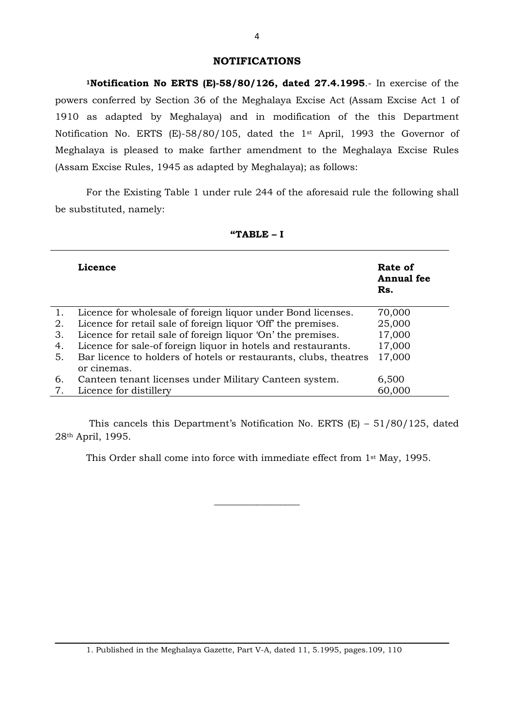## NOTIFICATIONS

[1]**Notification No ERTS (E)-58/80/126, dated 27.4.1995**.- In exercise of the powers conferred by Section 36 of the Meghalaya Excise Act (Assam Excise Act 1 of 1910 as adapted by Meghalaya) and in modification of the this Department Notification No. ERTS (E)-58/80/105, dated the 1st April, 1993 the Governor of Meghalaya is pleased to make farther amendment to the Meghalaya Excise Rules (Assam Excise Rules, 1945 as adapted by Meghalaya); as follows:

For the Existing Table 1 under rule 244 of the aforesaid rule the following shall be substituted, namely:

**"TABLE – I**

| | **Licence** | **Rate of Annual fee Rs.** |
|---|---|---|
| 1. | Licence for wholesale of foreign liquor under Bond licenses. | 70,000 |
| 2. | Licence for retail sale of foreign liquor 'Off' the premises. | 25,000 |
| 3. | Licence for retail sale of foreign liquor 'On' the premises. | 17,000 |
| 4. | Licence for sale-of foreign liquor in hotels and restaurants. | 17,000 |
| 5. | Bar licence to holders of hotels or restaurants, clubs, theatres or cinemas. | 17,000 |
| 6. | Canteen tenant licenses under Military Canteen system. | 6,500 |
| 7. | Licence for distillery | 60,000 |

This cancels this Department's Notification No. ERTS (E) – 51/80/125, dated 28th April, 1995.

This Order shall come into force with immediate effect from 1st May, 1995.

---

1. Published in the Meghalaya Gazette, Part V-A, dated 11, 5.1995, pages.109, 110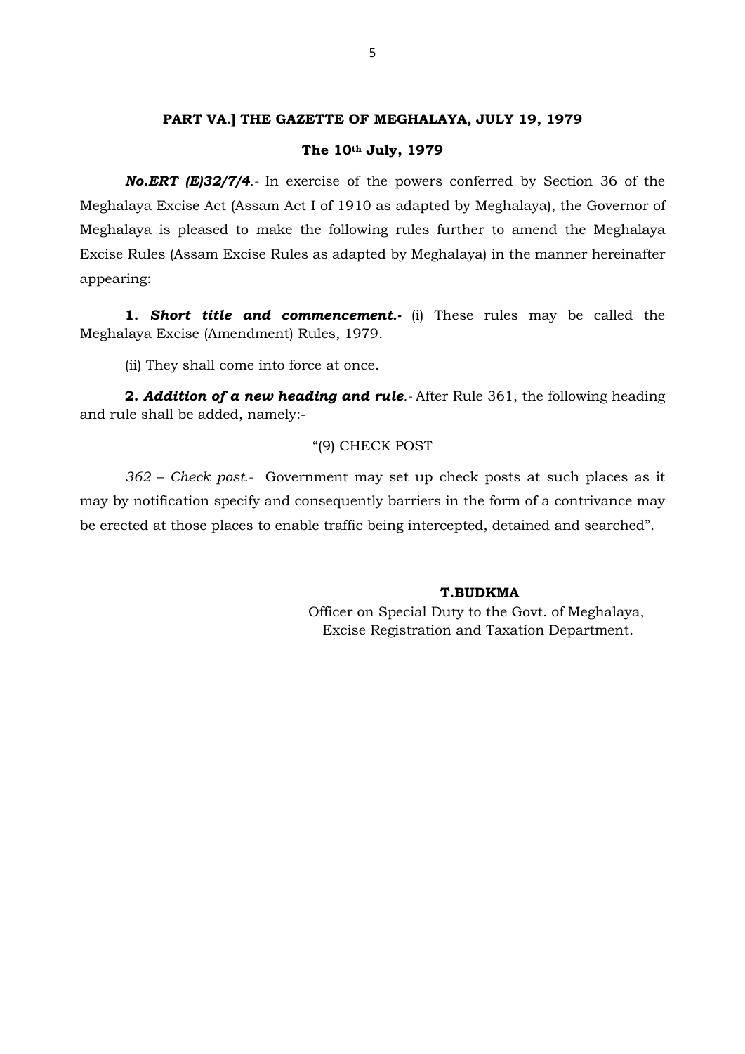**PART VA.] THE GAZETTE OF MEGHALAYA, JULY 19, 1979**

**The 10th July, 1979**

***No.ERT (E)32/7/4***.- In exercise of the powers conferred by Section 36 of the Meghalaya Excise Act (Assam Act I of 1910 as adapted by Meghalaya), the Governor of Meghalaya is pleased to make the following rules further to amend the Meghalaya Excise Rules (Assam Excise Rules as adapted by Meghalaya) in the manner hereinafter appearing:

**1. *Short title and commencement.-*** (i) These rules may be called the Meghalaya Excise (Amendment) Rules, 1979.

(ii) They shall come into force at once.

**2. *Addition of a new heading and rule***.- After Rule 361, the following heading and rule shall be added, namely:-

"(9) CHECK POST

*362 – Check post.*- Government may set up check posts at such places as it may by notification specify and consequently barriers in the form of a contrivance may be erected at those places to enable traffic being intercepted, detained and searched".

**T.BUDKMA**
Officer on Special Duty to the Govt. of Meghalaya,
Excise Registration and Taxation Department.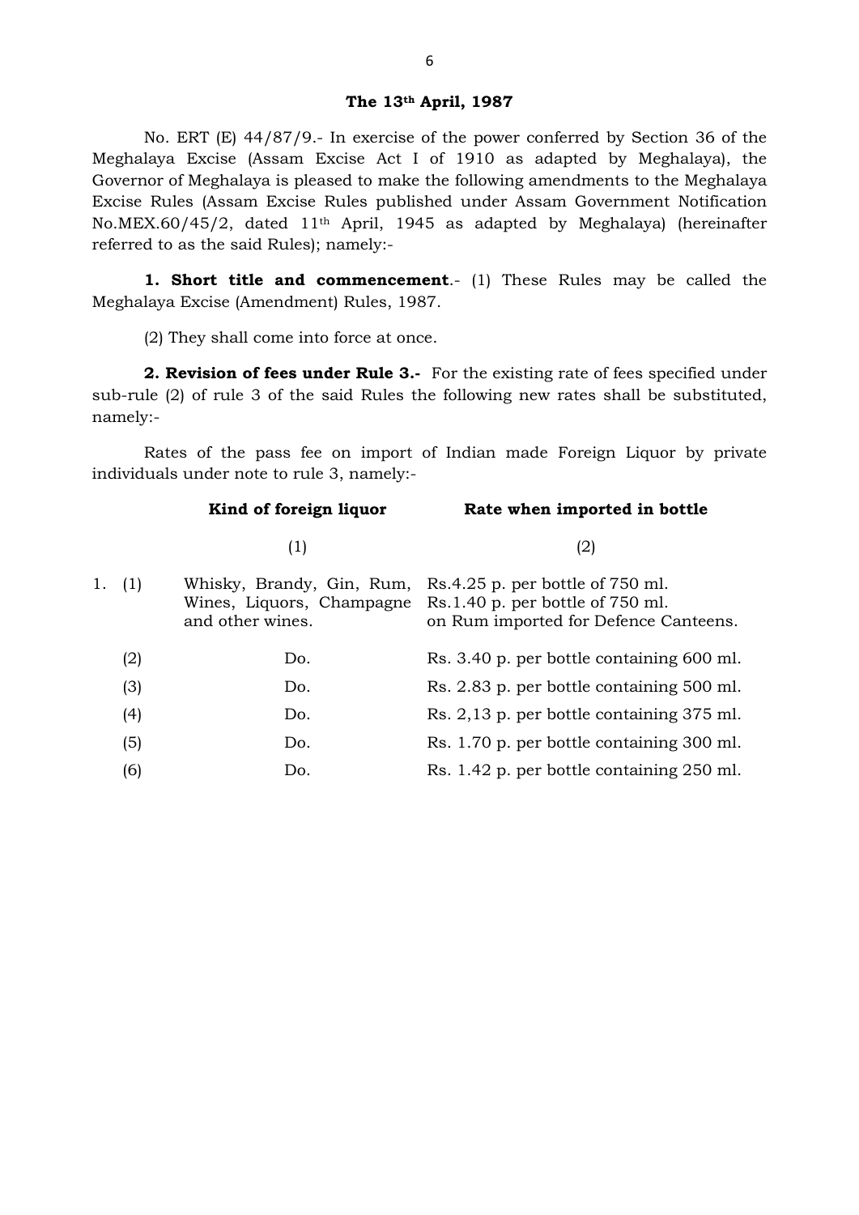**The 13th April, 1987**

No. ERT (E) 44/87/9.- In exercise of the power conferred by Section 36 of the Meghalaya Excise (Assam Excise Act I of 1910 as adapted by Meghalaya), the Governor of Meghalaya is pleased to make the following amendments to the Meghalaya Excise Rules (Assam Excise Rules published under Assam Government Notification No.MEX.60/45/2, dated 11th April, 1945 as adapted by Meghalaya) (hereinafter referred to as the said Rules); namely:-

**1. Short title and commencement**.- (1) These Rules may be called the Meghalaya Excise (Amendment) Rules, 1987.

(2) They shall come into force at once.

**2. Revision of fees under Rule 3.-** For the existing rate of fees specified under sub-rule (2) of rule 3 of the said Rules the following new rates shall be substituted, namely:-

Rates of the pass fee on import of Indian made Foreign Liquor by private individuals under note to rule 3, namely:-

| | | **Kind of foreign liquor** | **Rate when imported in bottle** |
|---|---|---|---|
| | | (1) | (2) |
| 1. | (1) | Whisky, Brandy, Gin, Rum, Wines, Liquors, Champagne and other wines. | Rs.4.25 p. per bottle of 750 ml. Rs.1.40 p. per bottle of 750 ml. on Rum imported for Defence Canteens. |
| | (2) | Do. | Rs. 3.40 p. per bottle containing 600 ml. |
| | (3) | Do. | Rs. 2.83 p. per bottle containing 500 ml. |
| | (4) | Do. | Rs. 2,13 p. per bottle containing 375 ml. |
| | (5) | Do. | Rs. 1.70 p. per bottle containing 300 ml. |
| | (6) | Do. | Rs. 1.42 p. per bottle containing 250 ml. |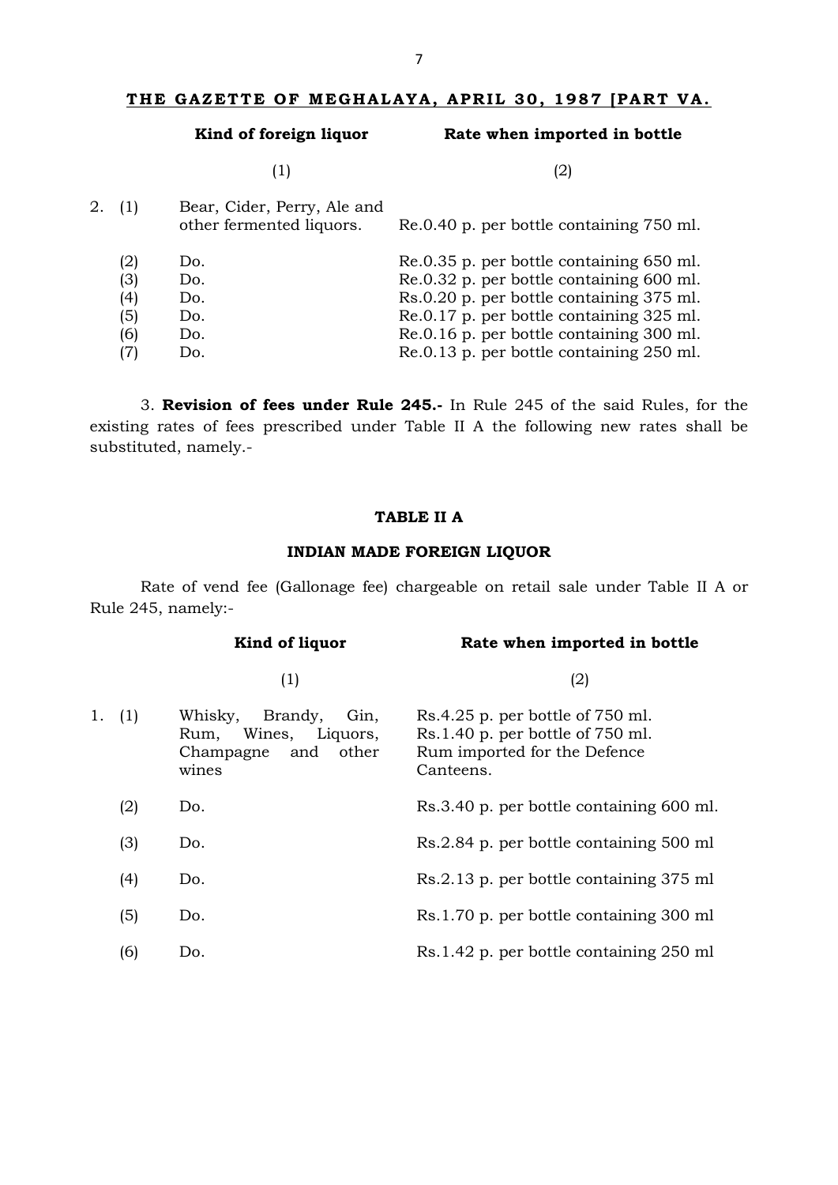THE GAZETTE OF MEGHALAYA, APRIL 30, 1987 [PART VA.

| | | Kind of foreign liquor | Rate when imported in bottle |
|---|---|---|---|
| | | (1) | (2) |
| 2. | (1) | Bear, Cider, Perry, Ale and other fermented liquors. | Re.0.40 p. per bottle containing 750 ml. |
| | (2) | Do. | Re.0.35 p. per bottle containing 650 ml. |
| | (3) | Do. | Re.0.32 p. per bottle containing 600 ml. |
| | (4) | Do. | Rs.0.20 p. per bottle containing 375 ml. |
| | (5) | Do. | Re.0.17 p. per bottle containing 325 ml. |
| | (6) | Do. | Re.0.16 p. per bottle containing 300 ml. |
| | (7) | Do. | Re.0.13 p. per bottle containing 250 ml. |

3. **Revision of fees under Rule 245.-** In Rule 245 of the said Rules, for the existing rates of fees prescribed under Table II A the following new rates shall be substituted, namely.-

**TABLE II A**

**INDIAN MADE FOREIGN LIQUOR**

Rate of vend fee (Gallonage fee) chargeable on retail sale under Table II A or Rule 245, namely:-

| | | Kind of liquor | Rate when imported in bottle |
|---|---|---|---|
| | | (1) | (2) |
| 1. | (1) | Whisky, Brandy, Gin, Rum, Wines, Liquors, Champagne and other wines | Rs.4.25 p. per bottle of 750 ml.<br>Rs.1.40 p. per bottle of 750 ml. Rum imported for the Defence Canteens. |
| | (2) | Do. | Rs.3.40 p. per bottle containing 600 ml. |
| | (3) | Do. | Rs.2.84 p. per bottle containing 500 ml |
| | (4) | Do. | Rs.2.13 p. per bottle containing 375 ml |
| | (5) | Do. | Rs.1.70 p. per bottle containing 300 ml |
| | (6) | Do. | Rs.1.42 p. per bottle containing 250 ml |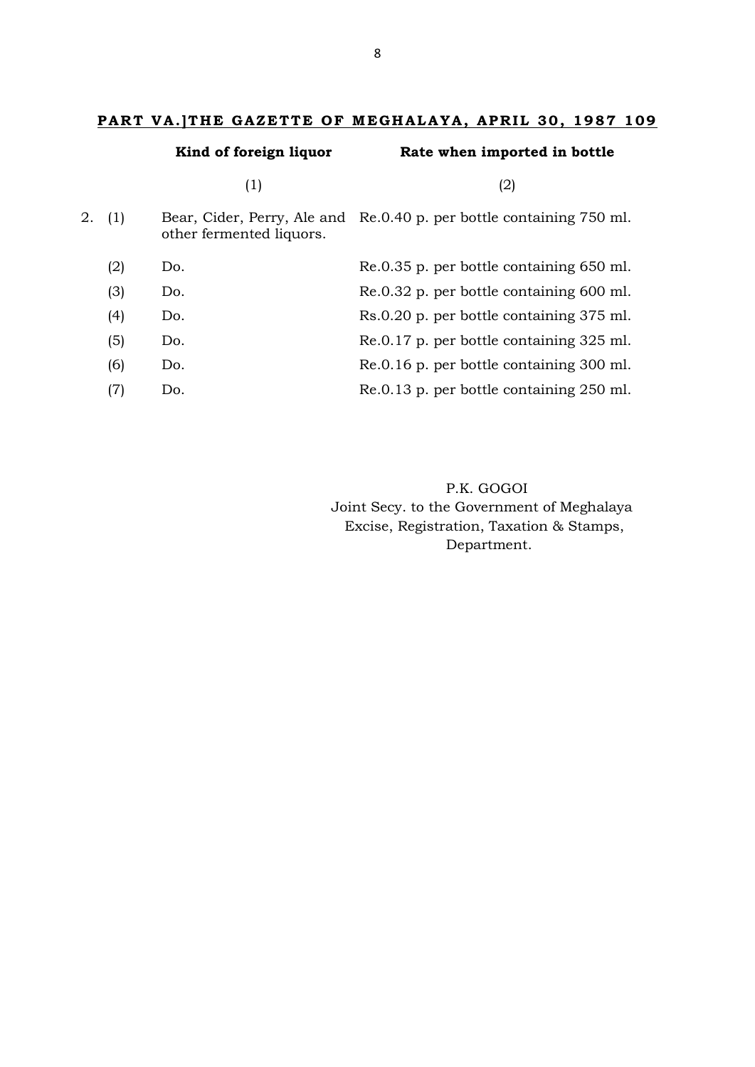| | | Kind of foreign liquor | Rate when imported in bottle |
|---|---|---|---|
| | | (1) | (2) |
| 2. | (1) | Bear, Cider, Perry, Ale and other fermented liquors. | Re.0.40 p. per bottle containing 750 ml. |
| | (2) | Do. | Re.0.35 p. per bottle containing 650 ml. |
| | (3) | Do. | Re.0.32 p. per bottle containing 600 ml. |
| | (4) | Do. | Rs.0.20 p. per bottle containing 375 ml. |
| | (5) | Do. | Re.0.17 p. per bottle containing 325 ml. |
| | (6) | Do. | Re.0.16 p. per bottle containing 300 ml. |
| | (7) | Do. | Re.0.13 p. per bottle containing 250 ml. |

P.K. GOGOI
Joint Secy. to the Government of Meghalaya
Excise, Registration, Taxation & Stamps,
Department.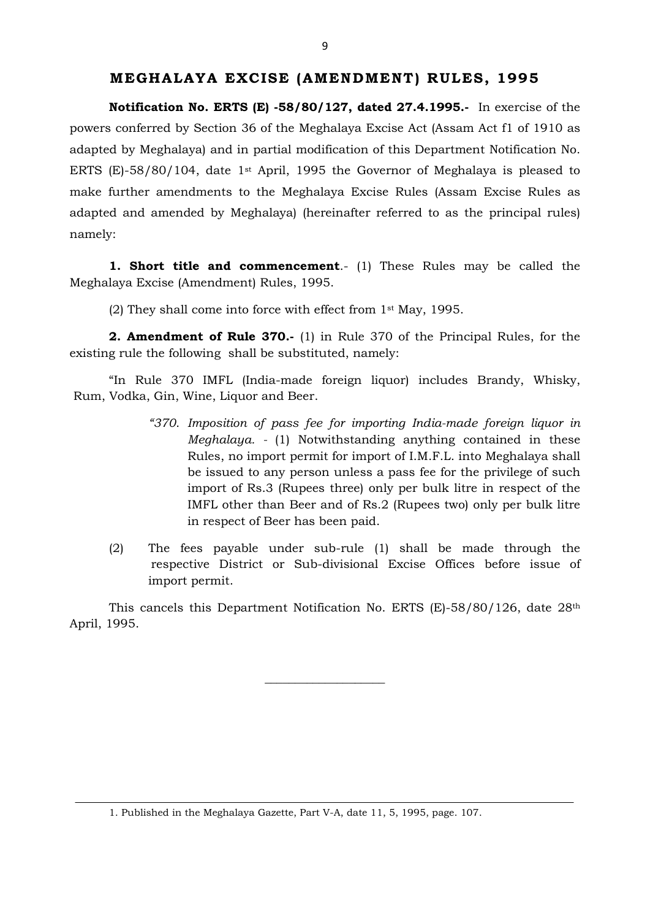## MEGHALAYA EXCISE (AMENDMENT) RULES, 1995

**Notification No. ERTS (E) -58/80/127, dated 27.4.1995.-** In exercise of the powers conferred by Section 36 of the Meghalaya Excise Act (Assam Act f1 of 1910 as adapted by Meghalaya) and in partial modification of this Department Notification No. ERTS (E)-58/80/104, date 1st April, 1995 the Governor of Meghalaya is pleased to make further amendments to the Meghalaya Excise Rules (Assam Excise Rules as adapted and amended by Meghalaya) (hereinafter referred to as the principal rules) namely:

**1. Short title and commencement**.- (1) These Rules may be called the Meghalaya Excise (Amendment) Rules, 1995.

(2) They shall come into force with effect from 1st May, 1995.

**2. Amendment of Rule 370.-** (1) in Rule 370 of the Principal Rules, for the existing rule the following shall be substituted, namely:

"In Rule 370 IMFL (India-made foreign liquor) includes Brandy, Whisky, Rum, Vodka, Gin, Wine, Liquor and Beer.

> *"370. Imposition of pass fee for importing India-made foreign liquor in Meghalaya*. - (1) Notwithstanding anything contained in these Rules, no import permit for import of I.M.F.L. into Meghalaya shall be issued to any person unless a pass fee for the privilege of such import of Rs.3 (Rupees three) only per bulk litre in respect of the IMFL other than Beer and of Rs.2 (Rupees two) only per bulk litre in respect of Beer has been paid.

(2) The fees payable under sub-rule (1) shall be made through the respective District or Sub-divisional Excise Offices before issue of import permit.

This cancels this Department Notification No. ERTS (E)-58/80/126, date 28th April, 1995.

---

1. Published in the Meghalaya Gazette, Part V-A, date 11, 5, 1995, page. 107.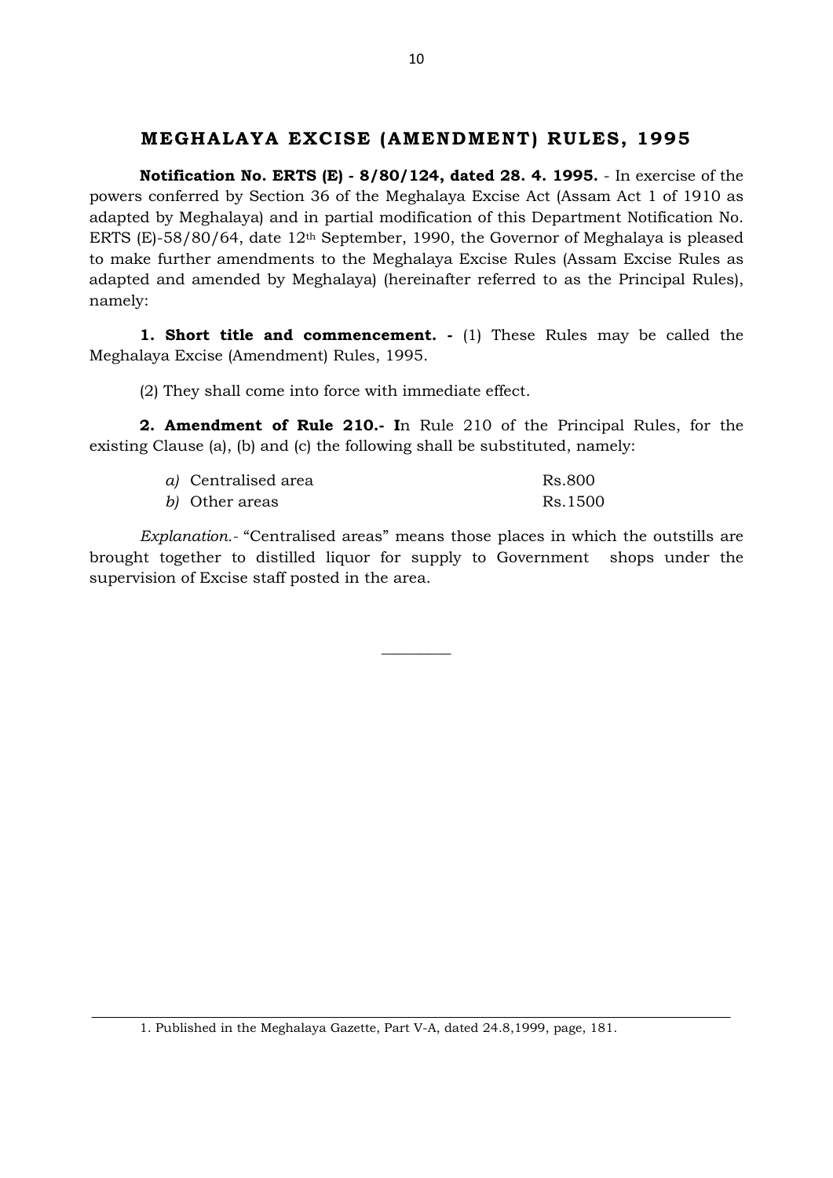## MEGHALAYA EXCISE (AMENDMENT) RULES, 1995

**Notification No. ERTS (E) - 8/80/124, dated 28. 4. 1995.** - In exercise of the powers conferred by Section 36 of the Meghalaya Excise Act (Assam Act 1 of 1910 as adapted by Meghalaya) and in partial modification of this Department Notification No. ERTS (E)-58/80/64, date 12th September, 1990, the Governor of Meghalaya is pleased to make further amendments to the Meghalaya Excise Rules (Assam Excise Rules as adapted and amended by Meghalaya) (hereinafter referred to as the Principal Rules), namely:

**1. Short title and commencement. -** (1) These Rules may be called the Meghalaya Excise (Amendment) Rules, 1995.

(2) They shall come into force with immediate effect.

**2. Amendment of Rule 210.- I**n Rule 210 of the Principal Rules, for the existing Clause (a), (b) and (c) the following shall be substituted, namely:

*a)* Centralised area Rs.800

*b)* Other areas Rs.1500

*Explanation.-* "Centralised areas" means those places in which the outstills are brought together to distilled liquor for supply to Government shops under the supervision of Excise staff posted in the area.

---

1. Published in the Meghalaya Gazette, Part V-A, dated 24.8,1999, page, 181.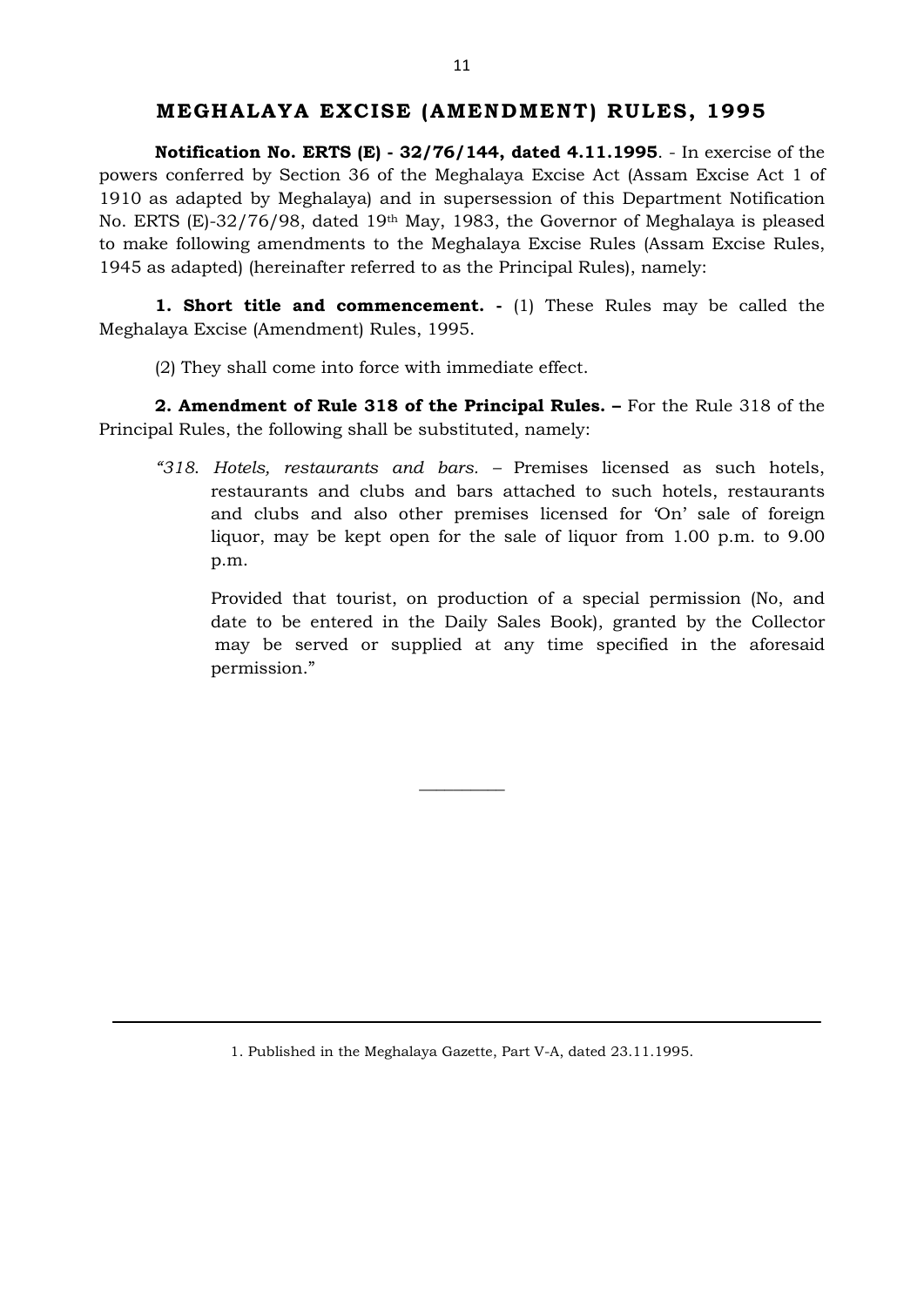## MEGHALAYA EXCISE (AMENDMENT) RULES, 1995

**Notification No. ERTS (E) - 32/76/144, dated 4.11.1995**. - In exercise of the powers conferred by Section 36 of the Meghalaya Excise Act (Assam Excise Act 1 of 1910 as adapted by Meghalaya) and in supersession of this Department Notification No. ERTS (E)-32/76/98, dated 19th May, 1983, the Governor of Meghalaya is pleased to make following amendments to the Meghalaya Excise Rules (Assam Excise Rules, 1945 as adapted) (hereinafter referred to as the Principal Rules), namely:

**1. Short title and commencement. -** (1) These Rules may be called the Meghalaya Excise (Amendment) Rules, 1995.

(2) They shall come into force with immediate effect.

**2. Amendment of Rule 318 of the Principal Rules. –** For the Rule 318 of the Principal Rules, the following shall be substituted, namely:

> "*318. Hotels, restaurants and bars.* – Premises licensed as such hotels, restaurants and clubs and bars attached to such hotels, restaurants and clubs and also other premises licensed for 'On' sale of foreign liquor, may be kept open for the sale of liquor from 1.00 p.m. to 9.00 p.m.
>
> Provided that tourist, on production of a special permission (No, and date to be entered in the Daily Sales Book), granted by the Collector may be served or supplied at any time specified in the aforesaid permission."

---

1. Published in the Meghalaya Gazette, Part V-A, dated 23.11.1995.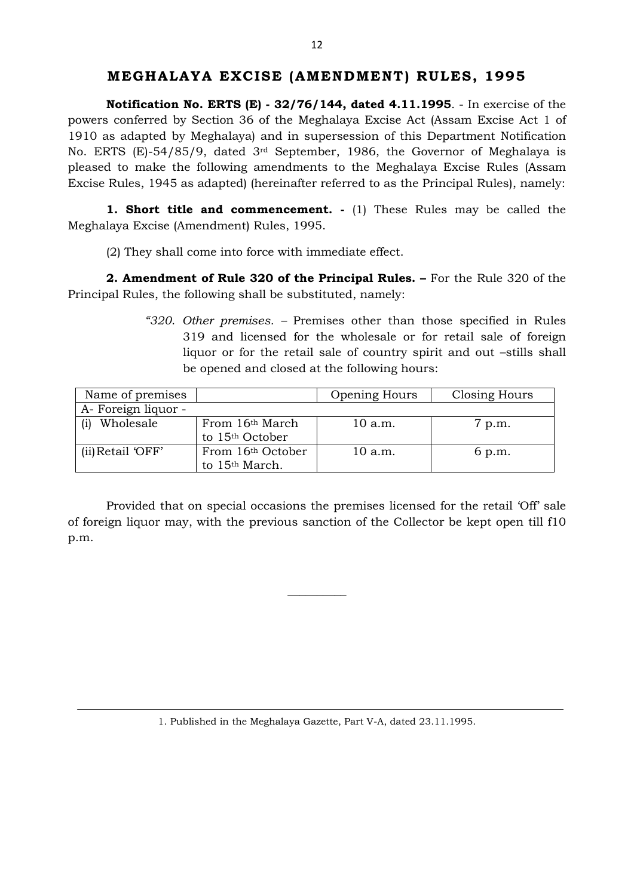## MEGHALAYA EXCISE (AMENDMENT) RULES, 1995

**Notification No. ERTS (E) - 32/76/144, dated 4.11.1995**. - In exercise of the powers conferred by Section 36 of the Meghalaya Excise Act (Assam Excise Act 1 of 1910 as adapted by Meghalaya) and in supersession of this Department Notification No. ERTS (E)-54/85/9, dated 3rd September, 1986, the Governor of Meghalaya is pleased to make the following amendments to the Meghalaya Excise Rules (Assam Excise Rules, 1945 as adapted) (hereinafter referred to as the Principal Rules), namely:

**1. Short title and commencement. -** (1) These Rules may be called the Meghalaya Excise (Amendment) Rules, 1995.

(2) They shall come into force with immediate effect.

**2. Amendment of Rule 320 of the Principal Rules. –** For the Rule 320 of the Principal Rules, the following shall be substituted, namely:

> "320. *Other premises.* – Premises other than those specified in Rules 319 and licensed for the wholesale or for retail sale of foreign liquor or for the retail sale of country spirit and out –stills shall be opened and closed at the following hours:

| Name of premises | | Opening Hours | Closing Hours |
|---|---|---|---|
| A- Foreign liquor - | | | |
| (i) Wholesale | From 16th March to 15th October | 10 a.m. | 7 p.m. |
| (ii) Retail 'OFF' | From 16th October to 15th March. | 10 a.m. | 6 p.m. |

Provided that on special occasions the premises licensed for the retail 'Off' sale of foreign liquor may, with the previous sanction of the Collector be kept open till f10 p.m.

---

1. Published in the Meghalaya Gazette, Part V-A, dated 23.11.1995.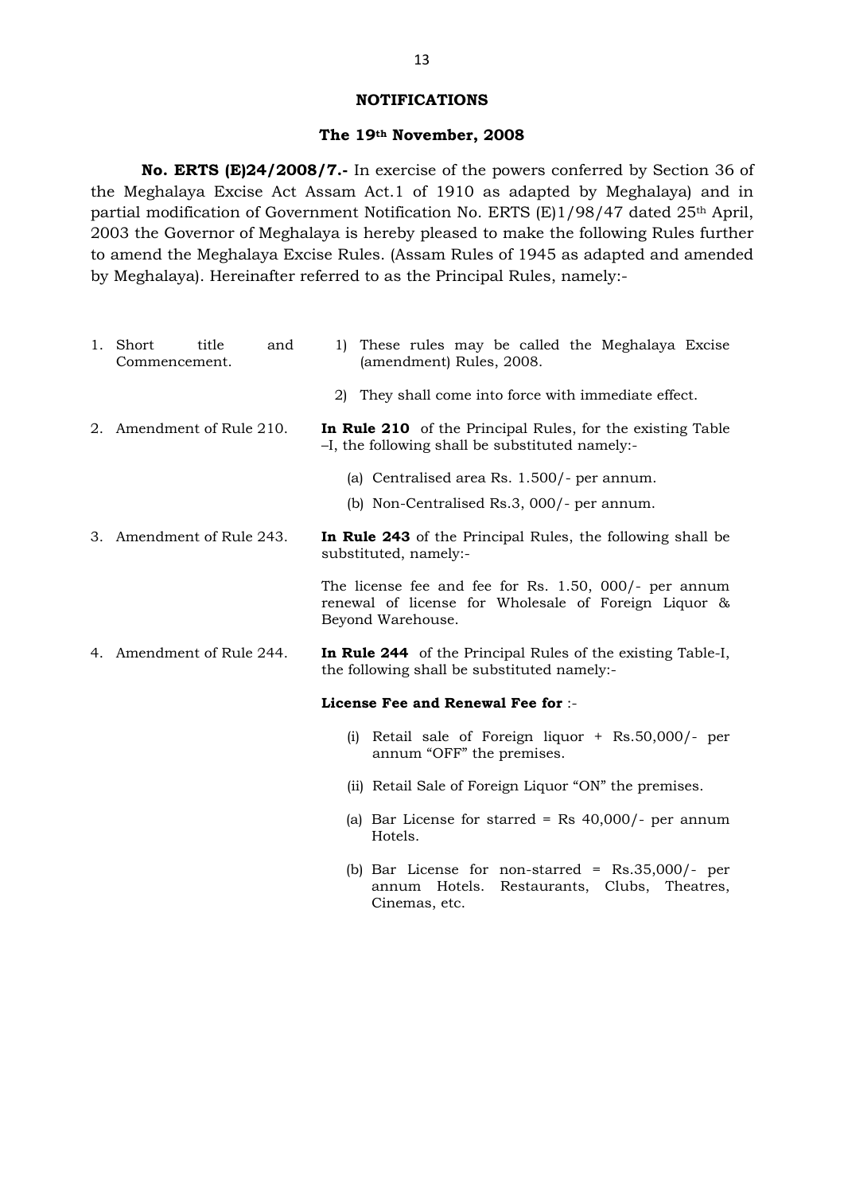## NOTIFICATIONS

### The 19th November, 2008

**No. ERTS (E)24/2008/7.-** In exercise of the powers conferred by Section 36 of the Meghalaya Excise Act Assam Act.1 of 1910 as adapted by Meghalaya) and in partial modification of Government Notification No. ERTS (E)1/98/47 dated 25th April, 2003 the Governor of Meghalaya is hereby pleased to make the following Rules further to amend the Meghalaya Excise Rules. (Assam Rules of 1945 as adapted and amended by Meghalaya). Hereinafter referred to as the Principal Rules, namely:-

1. Short title and Commencement.
   1) These rules may be called the Meghalaya Excise (amendment) Rules, 2008.
   2) They shall come into force with immediate effect.

2. Amendment of Rule 210. **In Rule 210** of the Principal Rules, for the existing Table –I, the following shall be substituted namely:-
   (a) Centralised area Rs. 1.500/- per annum.
   (b) Non-Centralised Rs.3, 000/- per annum.

3. Amendment of Rule 243. **In Rule 243** of the Principal Rules, the following shall be substituted, namely:-

   The license fee and fee for Rs. 1.50, 000/- per annum renewal of license for Wholesale of Foreign Liquor & Beyond Warehouse.

4. Amendment of Rule 244. **In Rule 244** of the Principal Rules of the existing Table-I, the following shall be substituted namely:-

   **License Fee and Renewal Fee for** :-

   (i) Retail sale of Foreign liquor + Rs.50,000/- per annum "OFF" the premises.

   (ii) Retail Sale of Foreign Liquor "ON" the premises.

   (a) Bar License for starred = Rs 40,000/- per annum Hotels.

   (b) Bar License for non-starred = Rs.35,000/- per annum Hotels. Restaurants, Clubs, Theatres, Cinemas, etc.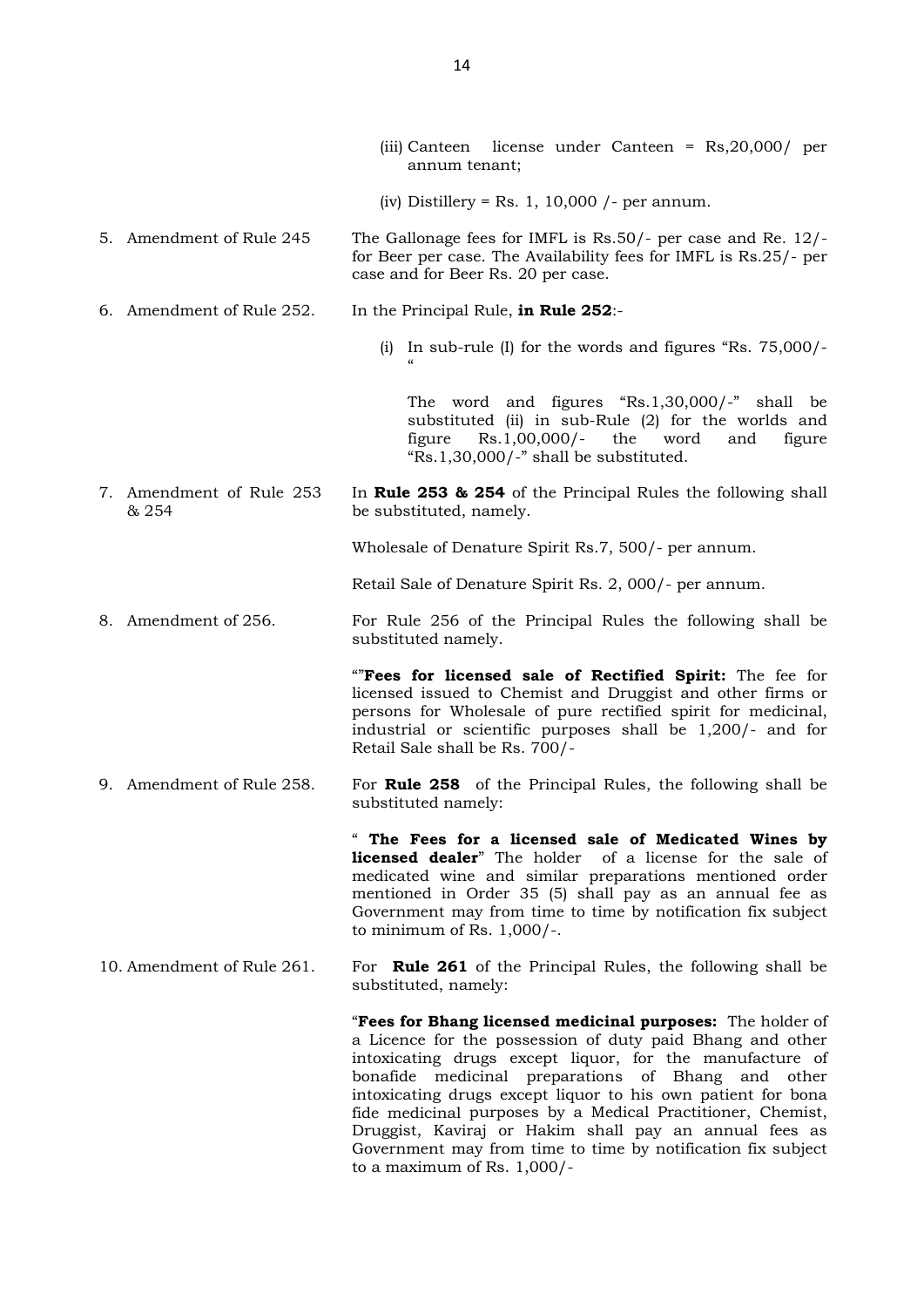(iii) Canteen license under Canteen = Rs,20,000/ per annum tenant;

(iv) Distillery = Rs. 1, 10,000 /- per annum.

5. Amendment of Rule 245 — The Gallonage fees for IMFL is Rs.50/- per case and Re. 12/- for Beer per case. The Availability fees for IMFL is Rs.25/- per case and for Beer Rs. 20 per case.

6. Amendment of Rule 252. — In the Principal Rule, **in Rule 252**:-

(i) In sub-rule (I) for the words and figures "Rs. 75,000/- "

The word and figures "Rs.1,30,000/-" shall be substituted (ii) in sub-Rule (2) for the worlds and figure Rs.1,00,000/- the word and figure "Rs.1,30,000/-" shall be substituted.

7. Amendment of Rule 253 & 254 — In **Rule 253 & 254** of the Principal Rules the following shall be substituted, namely.

Wholesale of Denature Spirit Rs.7, 500/- per annum.

Retail Sale of Denature Spirit Rs. 2, 000/- per annum.

8. Amendment of 256. — For Rule 256 of the Principal Rules the following shall be substituted namely.

""**Fees for licensed sale of Rectified Spirit:** The fee for licensed issued to Chemist and Druggist and other firms or persons for Wholesale of pure rectified spirit for medicinal, industrial or scientific purposes shall be 1,200/- and for Retail Sale shall be Rs. 700/-

9. Amendment of Rule 258. — For **Rule 258** of the Principal Rules, the following shall be substituted namely:

" **The Fees for a licensed sale of Medicated Wines by licensed dealer**" The holder of a license for the sale of medicated wine and similar preparations mentioned order mentioned in Order 35 (5) shall pay as an annual fee as Government may from time to time by notification fix subject to minimum of Rs. 1,000/-.

10. Amendment of Rule 261. — For **Rule 261** of the Principal Rules, the following shall be substituted, namely:

"**Fees for Bhang licensed medicinal purposes:** The holder of a Licence for the possession of duty paid Bhang and other intoxicating drugs except liquor, for the manufacture of bonafide medicinal preparations of Bhang and other intoxicating drugs except liquor to his own patient for bona fide medicinal purposes by a Medical Practitioner, Chemist, Druggist, Kaviraj or Hakim shall pay an annual fees as Government may from time to time by notification fix subject to a maximum of Rs. 1,000/-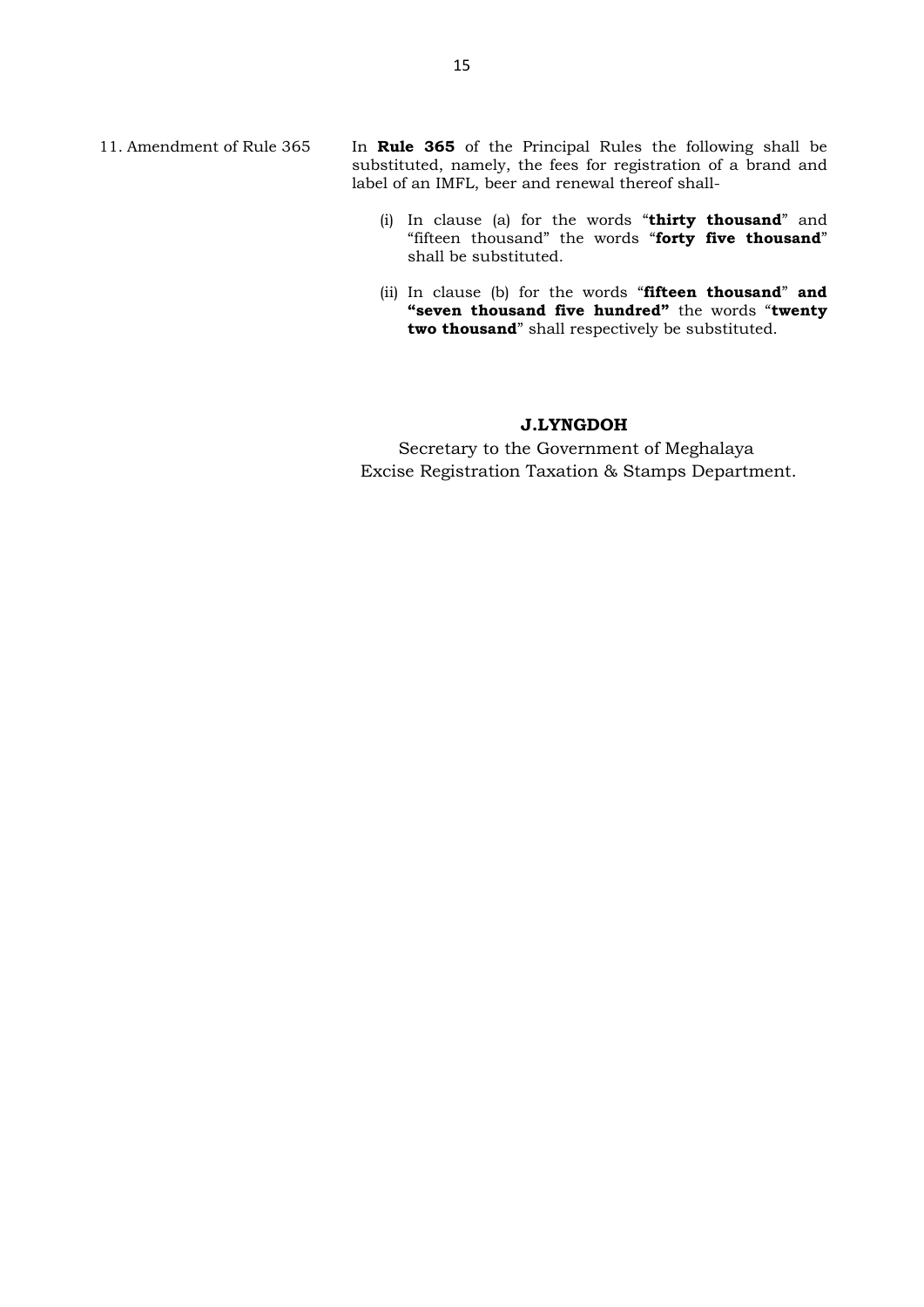11. Amendment of Rule 365

In **Rule 365** of the Principal Rules the following shall be substituted, namely, the fees for registration of a brand and label of an IMFL, beer and renewal thereof shall-

(i) In clause (a) for the words "**thirty thousand**" and "fifteen thousand" the words "**forty five thousand**" shall be substituted.

(ii) In clause (b) for the words "**fifteen thousand**" **and "seven thousand five hundred"** the words "**twenty two thousand**" shall respectively be substituted.

**J.LYNGDOH**

Secretary to the Government of Meghalaya
Excise Registration Taxation & Stamps Department.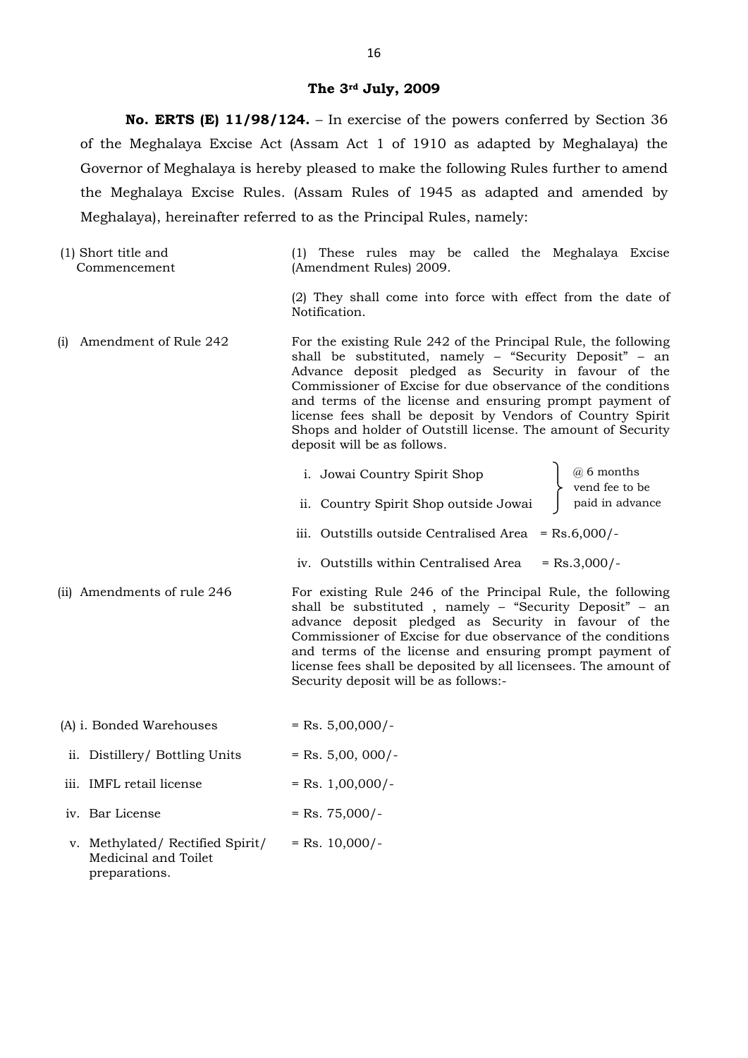**The 3rd July, 2009**

**No. ERTS (E) 11/98/124.** – In exercise of the powers conferred by Section 36 of the Meghalaya Excise Act (Assam Act 1 of 1910 as adapted by Meghalaya) the Governor of Meghalaya is hereby pleased to make the following Rules further to amend the Meghalaya Excise Rules. (Assam Rules of 1945 as adapted and amended by Meghalaya), hereinafter referred to as the Principal Rules, namely:

| | |
|---|---|
| (1) Short title and Commencement | (1) These rules may be called the Meghalaya Excise (Amendment Rules) 2009. |
| | (2) They shall come into force with effect from the date of Notification. |
| (i) Amendment of Rule 242 | For the existing Rule 242 of the Principal Rule, the following shall be substituted, namely – "Security Deposit" – an Advance deposit pledged as Security in favour of the Commissioner of Excise for due observance of the conditions and terms of the license and ensuring prompt payment of license fees shall be deposit by Vendors of Country Spirit Shops and holder of Outstill license. The amount of Security deposit will be as follows. |

i. Jowai Country Spirit Shop
ii. Country Spirit Shop outside Jowai

} @ 6 months vend fee to be paid in advance

iii. Outstills outside Centralised Area = Rs.6,000/-

iv. Outstills within Centralised Area = Rs.3,000/-

| | |
|---|---|
| (ii) Amendments of rule 246 | For existing Rule 246 of the Principal Rule, the following shall be substituted , namely – "Security Deposit" – an advance deposit pledged as Security in favour of the Commissioner of Excise for due observance of the conditions and terms of the license and ensuring prompt payment of license fees shall be deposited by all licensees. The amount of Security deposit will be as follows:- |

(A) i. Bonded Warehouses = Rs. 5,00,000/-

ii. Distillery/ Bottling Units = Rs. 5,00, 000/-

iii. IMFL retail license = Rs. 1,00,000/-

iv. Bar License = Rs. 75,000/-

v. Methylated/ Rectified Spirit/ Medicinal and Toilet preparations. = Rs. 10,000/-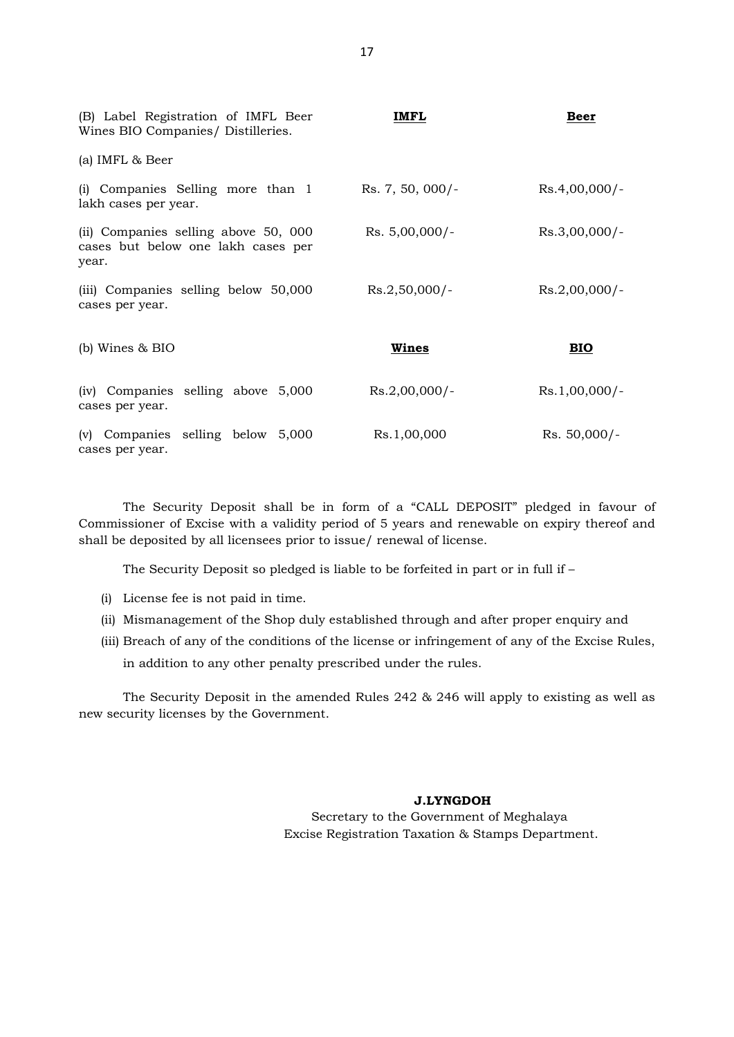| (B) Label Registration of IMFL Beer Wines BIO Companies/ Distilleries. | **IMFL** | **Beer** |
|---|---|---|
| (a) IMFL & Beer | | |
| (i) Companies Selling more than 1 lakh cases per year. | Rs. 7, 50, 000/- | Rs.4,00,000/- |
| (ii) Companies selling above 50, 000 cases but below one lakh cases per year. | Rs. 5,00,000/- | Rs.3,00,000/- |
| (iii) Companies selling below 50,000 cases per year. | Rs.2,50,000/- | Rs.2,00,000/- |
| (b) Wines & BIO | **Wines** | **BIO** |
| (iv) Companies selling above 5,000 cases per year. | Rs.2,00,000/- | Rs.1,00,000/- |
| (v) Companies selling below 5,000 cases per year. | Rs.1,00,000 | Rs. 50,000/- |

The Security Deposit shall be in form of a "CALL DEPOSIT" pledged in favour of Commissioner of Excise with a validity period of 5 years and renewable on expiry thereof and shall be deposited by all licensees prior to issue/ renewal of license.

The Security Deposit so pledged is liable to be forfeited in part or in full if –

(i) License fee is not paid in time.

(ii) Mismanagement of the Shop duly established through and after proper enquiry and

(iii) Breach of any of the conditions of the license or infringement of any of the Excise Rules, in addition to any other penalty prescribed under the rules.

The Security Deposit in the amended Rules 242 & 246 will apply to existing as well as new security licenses by the Government.

**J.LYNGDOH**
Secretary to the Government of Meghalaya
Excise Registration Taxation & Stamps Department.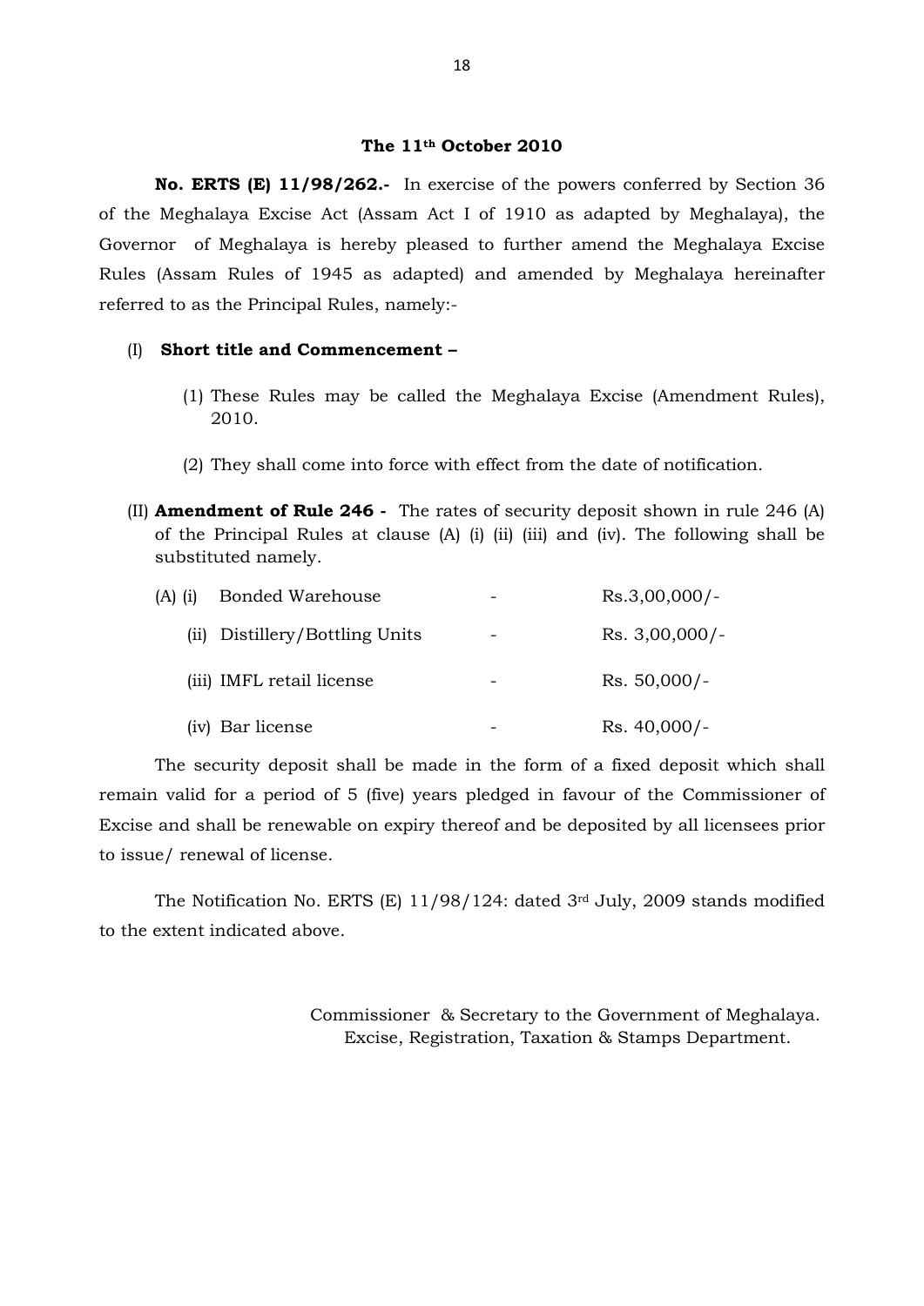**The 11th October 2010**

**No. ERTS (E) 11/98/262.-** In exercise of the powers conferred by Section 36 of the Meghalaya Excise Act (Assam Act I of 1910 as adapted by Meghalaya), the Governor of Meghalaya is hereby pleased to further amend the Meghalaya Excise Rules (Assam Rules of 1945 as adapted) and amended by Meghalaya hereinafter referred to as the Principal Rules, namely:-

(I) **Short title and Commencement –**

(1) These Rules may be called the Meghalaya Excise (Amendment Rules), 2010.

(2) They shall come into force with effect from the date of notification.

(II) **Amendment of Rule 246 -** The rates of security deposit shown in rule 246 (A) of the Principal Rules at clause (A) (i) (ii) (iii) and (iv). The following shall be substituted namely.

| | | | |
|---|---|---|---|
| (A) (i) | Bonded Warehouse | - | Rs.3,00,000/- |
| (ii) | Distillery/Bottling Units | - | Rs. 3,00,000/- |
| (iii) | IMFL retail license | - | Rs. 50,000/- |
| (iv) | Bar license | - | Rs. 40,000/- |

The security deposit shall be made in the form of a fixed deposit which shall remain valid for a period of 5 (five) years pledged in favour of the Commissioner of Excise and shall be renewable on expiry thereof and be deposited by all licensees prior to issue/ renewal of license.

The Notification No. ERTS (E) 11/98/124: dated 3rd July, 2009 stands modified to the extent indicated above.

Commissioner & Secretary to the Government of Meghalaya.
Excise, Registration, Taxation & Stamps Department.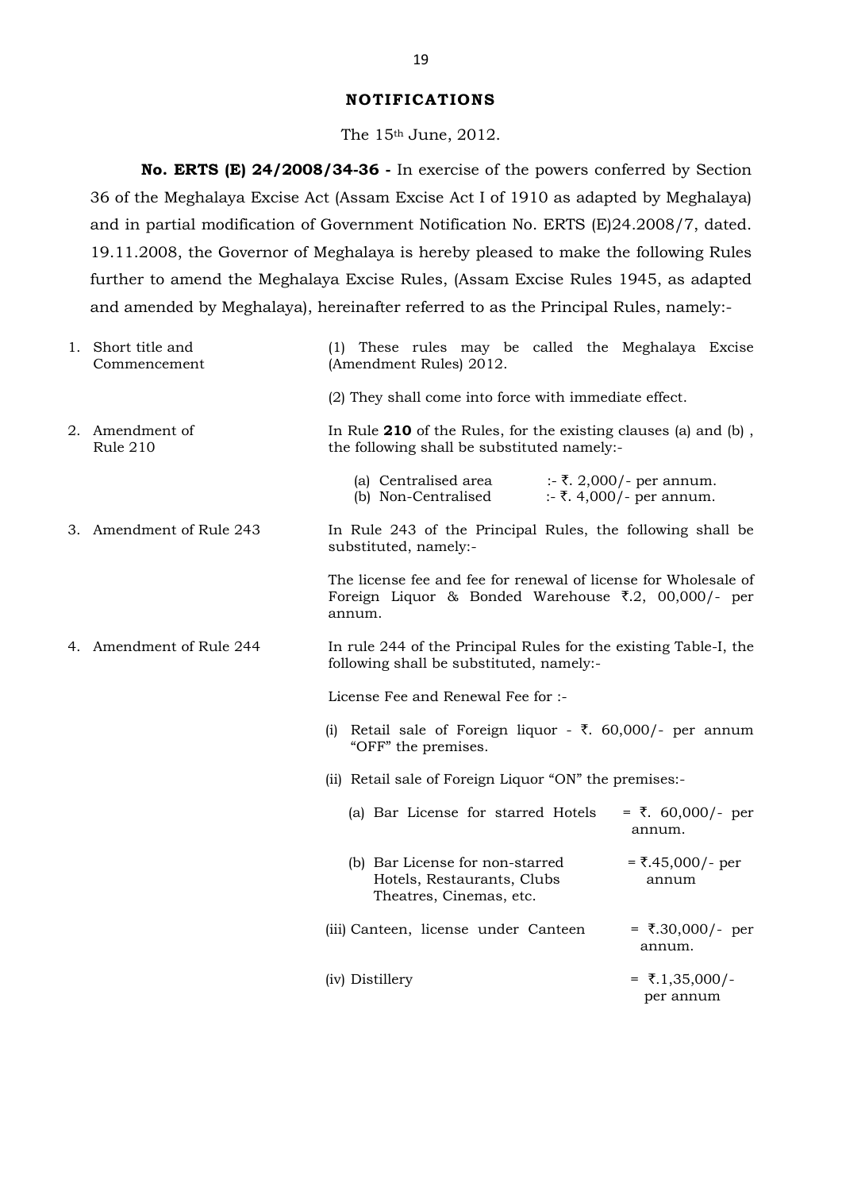## NOTIFICATIONS

The 15th June, 2012.

**No. ERTS (E) 24/2008/34-36 -** In exercise of the powers conferred by Section 36 of the Meghalaya Excise Act (Assam Excise Act I of 1910 as adapted by Meghalaya) and in partial modification of Government Notification No. ERTS (E)24.2008/7, dated. 19.11.2008, the Governor of Meghalaya is hereby pleased to make the following Rules further to amend the Meghalaya Excise Rules, (Assam Excise Rules 1945, as adapted and amended by Meghalaya), hereinafter referred to as the Principal Rules, namely:-

1. Short title and Commencement

   (1) These rules may be called the Meghalaya Excise (Amendment Rules) 2012.

   (2) They shall come into force with immediate effect.

2. Amendment of Rule 210

   In Rule **210** of the Rules, for the existing clauses (a) and (b) , the following shall be substituted namely:-

   (a) Centralised area :- ₹. 2,000/- per annum.
   (b) Non-Centralised :- ₹. 4,000/- per annum.

3. Amendment of Rule 243

   In Rule 243 of the Principal Rules, the following shall be substituted, namely:-

   The license fee and fee for renewal of license for Wholesale of Foreign Liquor & Bonded Warehouse ₹.2, 00,000/- per annum.

4. Amendment of Rule 244

   In rule 244 of the Principal Rules for the existing Table-I, the following shall be substituted, namely:-

   License Fee and Renewal Fee for :-

   (i) Retail sale of Foreign liquor - ₹. 60,000/- per annum "OFF" the premises.

   (ii) Retail sale of Foreign Liquor "ON" the premises:-

   (a) Bar License for starred Hotels = ₹. 60,000/- per annum.

   (b) Bar License for non-starred Hotels, Restaurants, Clubs Theatres, Cinemas, etc. = ₹.45,000/- per annum

   (iii) Canteen, license under Canteen = ₹.30,000/- per annum.

   (iv) Distillery = ₹.1,35,000/- per annum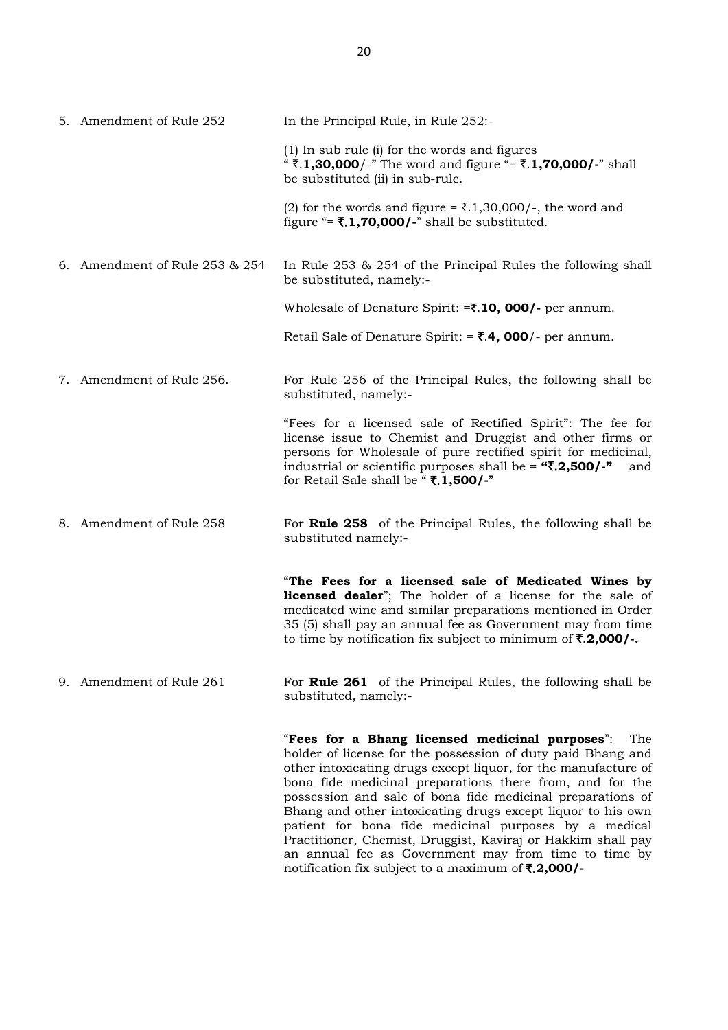5. Amendment of Rule 252

In the Principal Rule, in Rule 252:-

(1) In sub rule (i) for the words and figures " ₹.**1,30,000**/-" The word and figure "= ₹.**1,70,000/-**" shall be substituted (ii) in sub-rule.

(2) for the words and figure = ₹.1,30,000/-, the word and figure "= **₹.1,70,000/-**" shall be substituted.

6. Amendment of Rule 253 & 254

In Rule 253 & 254 of the Principal Rules the following shall be substituted, namely:-

Wholesale of Denature Spirit: =**₹.10, 000/-** per annum.

Retail Sale of Denature Spirit: = **₹.4, 000**/- per annum.

7. Amendment of Rule 256.

For Rule 256 of the Principal Rules, the following shall be substituted, namely:-

"Fees for a licensed sale of Rectified Spirit": The fee for license issue to Chemist and Druggist and other firms or persons for Wholesale of pure rectified spirit for medicinal, industrial or scientific purposes shall be = **"₹.2,500/-"** and for Retail Sale shall be " **₹.1,500/-**"

8. Amendment of Rule 258

For **Rule 258** of the Principal Rules, the following shall be substituted namely:-

"**The Fees for a licensed sale of Medicated Wines by licensed dealer**"; The holder of a license for the sale of medicated wine and similar preparations mentioned in Order 35 (5) shall pay an annual fee as Government may from time to time by notification fix subject to minimum of **₹.2,000/-.**

9. Amendment of Rule 261

For **Rule 261** of the Principal Rules, the following shall be substituted, namely:-

"**Fees for a Bhang licensed medicinal purposes**": The holder of license for the possession of duty paid Bhang and other intoxicating drugs except liquor, for the manufacture of bona fide medicinal preparations there from, and for the possession and sale of bona fide medicinal preparations of Bhang and other intoxicating drugs except liquor to his own patient for bona fide medicinal purposes by a medical Practitioner, Chemist, Druggist, Kaviraj or Hakkim shall pay an annual fee as Government may from time to time by notification fix subject to a maximum of **₹.2,000/-**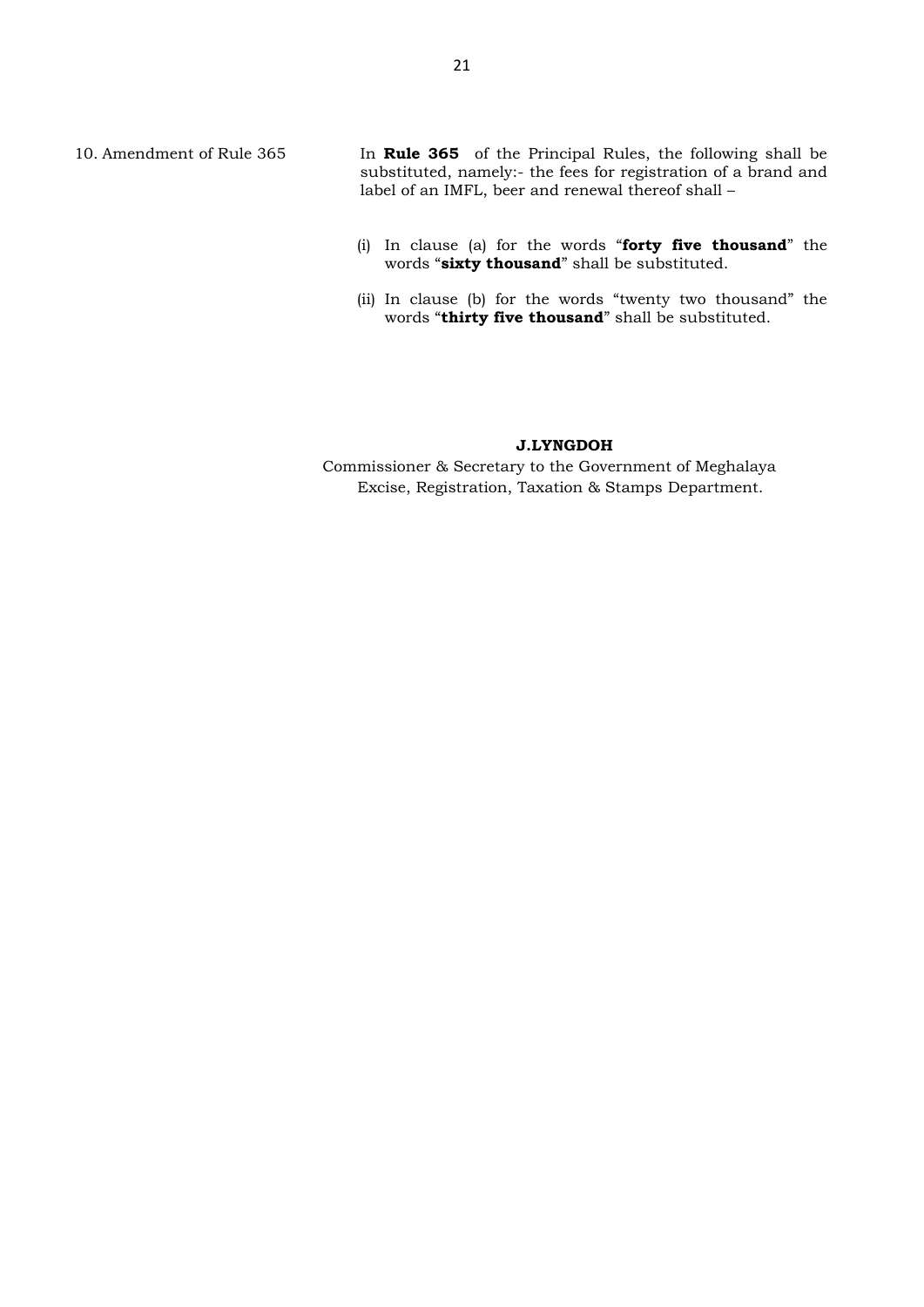10. Amendment of Rule 365

In **Rule 365** of the Principal Rules, the following shall be substituted, namely:- the fees for registration of a brand and label of an IMFL, beer and renewal thereof shall –

(i) In clause (a) for the words "**forty five thousand**" the words "**sixty thousand**" shall be substituted.

(ii) In clause (b) for the words "twenty two thousand" the words "**thirty five thousand**" shall be substituted.

**J.LYNGDOH**

Commissioner & Secretary to the Government of Meghalaya
Excise, Registration, Taxation & Stamps Department.